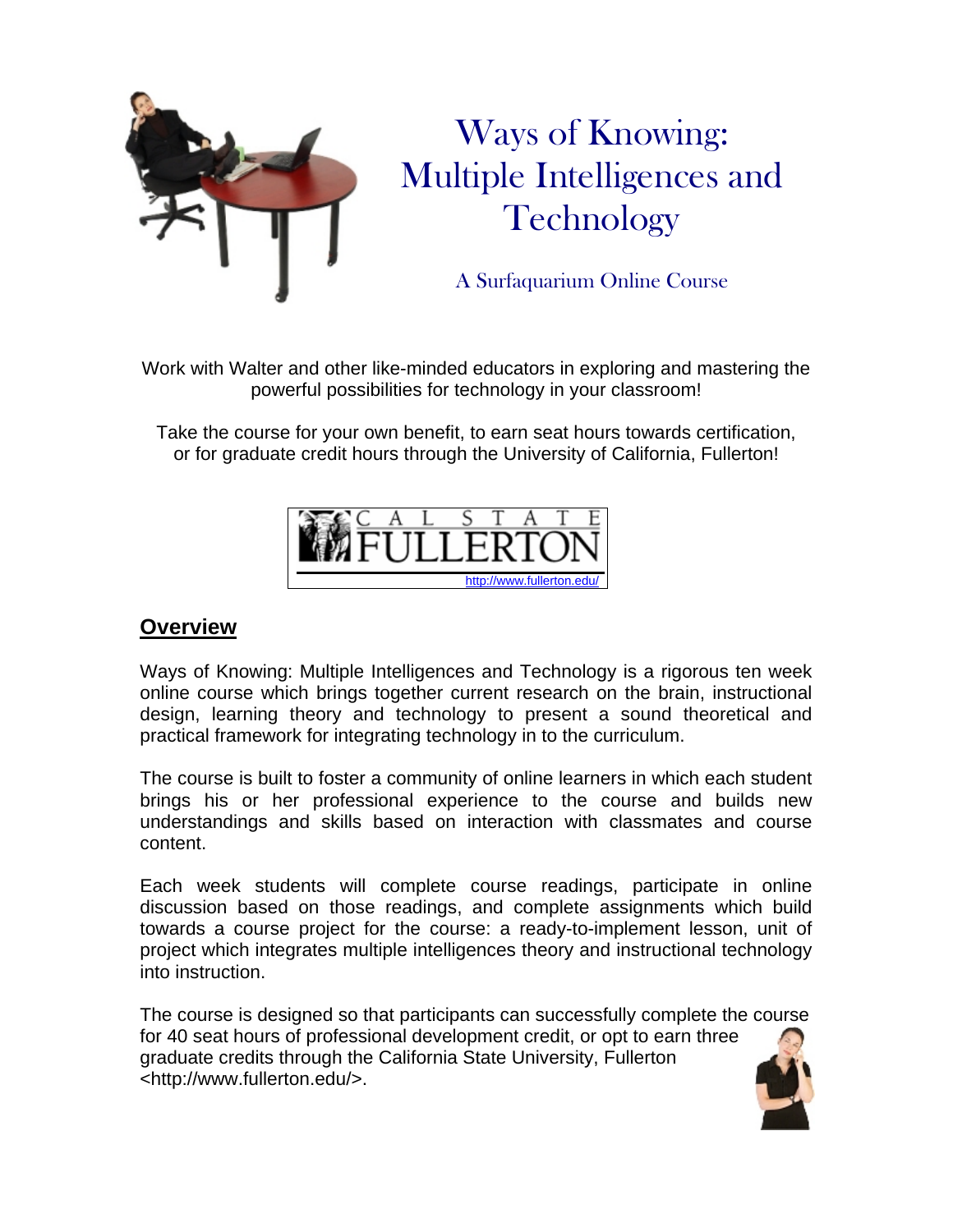# Ways of Knowing: Multiple Intelligences and Technology

A Surfaquarium Online Course

Work with Walter and other like-minded educators in exploring and mastering the powerful possibilities for technology in your classroom!

Take the course for your own benefit, to earn seat hours towards certification, or for graduate credit hours through the University of California, Fullerton!

CAL STATE FULLERTON
http://www.fullerton.edu/

## Overview

Ways of Knowing: Multiple Intelligences and Technology is a rigorous ten week online course which brings together current research on the brain, instructional design, learning theory and technology to present a sound theoretical and practical framework for integrating technology in to the curriculum.

The course is built to foster a community of online learners in which each student brings his or her professional experience to the course and builds new understandings and skills based on interaction with classmates and course content.

Each week students will complete course readings, participate in online discussion based on those readings, and complete assignments which build towards a course project for the course: a ready-to-implement lesson, unit of project which integrates multiple intelligences theory and instructional technology into instruction.

The course is designed so that participants can successfully complete the course for 40 seat hours of professional development credit, or opt to earn three graduate credits through the California State University, Fullerton <http://www.fullerton.edu/>.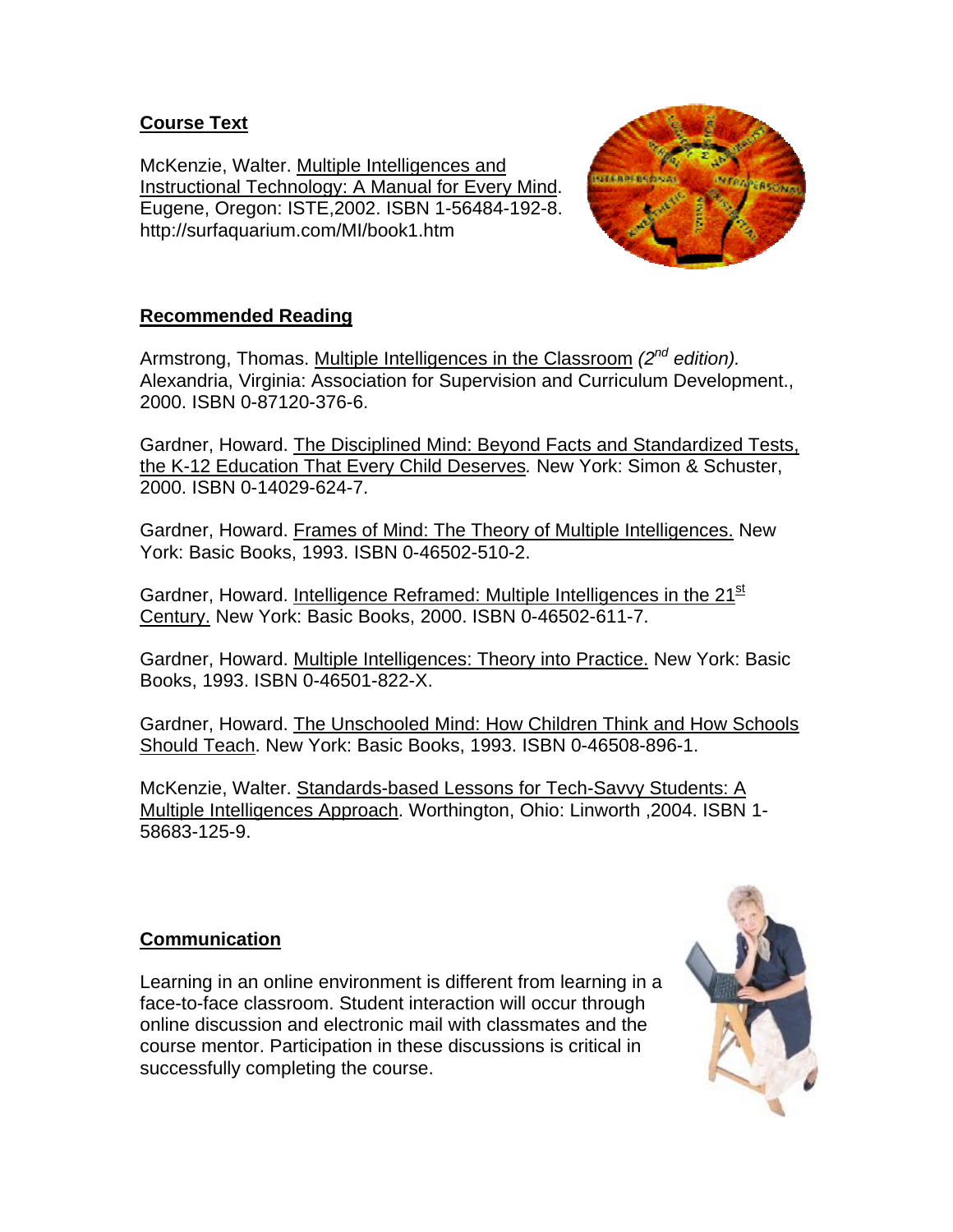## Course Text

McKenzie, Walter. Multiple Intelligences and Instructional Technology: A Manual for Every Mind. Eugene, Oregon: ISTE,2002. ISBN 1-56484-192-8. http://surfaquarium.com/MI/book1.htm

## Recommended Reading

Armstrong, Thomas. Multiple Intelligences in the Classroom *(2nd edition).* Alexandria, Virginia: Association for Supervision and Curriculum Development., 2000. ISBN 0-87120-376-6.

Gardner, Howard. The Disciplined Mind: Beyond Facts and Standardized Tests, the K-12 Education That Every Child Deserves*.* New York: Simon & Schuster, 2000. ISBN 0-14029-624-7.

Gardner, Howard. Frames of Mind: The Theory of Multiple Intelligences. New York: Basic Books, 1993. ISBN 0-46502-510-2.

Gardner, Howard. Intelligence Reframed: Multiple Intelligences in the 21st Century. New York: Basic Books, 2000. ISBN 0-46502-611-7.

Gardner, Howard. Multiple Intelligences: Theory into Practice. New York: Basic Books, 1993. ISBN 0-46501-822-X.

Gardner, Howard. The Unschooled Mind: How Children Think and How Schools Should Teach. New York: Basic Books, 1993. ISBN 0-46508-896-1.

McKenzie, Walter. Standards-based Lessons for Tech-Savvy Students: A Multiple Intelligences Approach. Worthington, Ohio: Linworth ,2004. ISBN 1-58683-125-9.

## Communication

Learning in an online environment is different from learning in a face-to-face classroom. Student interaction will occur through online discussion and electronic mail with classmates and the course mentor. Participation in these discussions is critical in successfully completing the course.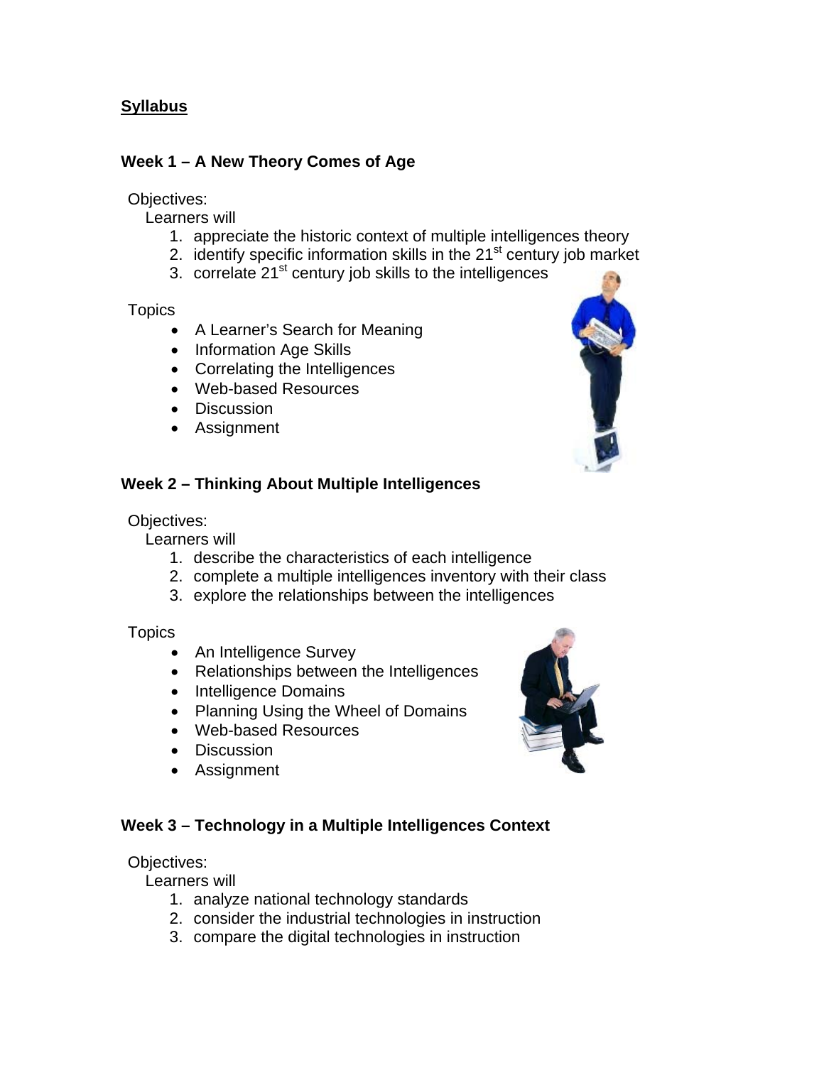**Syllabus**

### Week 1 – A New Theory Comes of Age

Objectives:

Learners will

1. appreciate the historic context of multiple intelligences theory
2. identify specific information skills in the 21st century job market
3. correlate 21st century job skills to the intelligences

Topics

- A Learner's Search for Meaning
- Information Age Skills
- Correlating the Intelligences
- Web-based Resources
- Discussion
- Assignment

### Week 2 – Thinking About Multiple Intelligences

Objectives:

Learners will

1. describe the characteristics of each intelligence
2. complete a multiple intelligences inventory with their class
3. explore the relationships between the intelligences

Topics

- An Intelligence Survey
- Relationships between the Intelligences
- Intelligence Domains
- Planning Using the Wheel of Domains
- Web-based Resources
- Discussion
- Assignment

### Week 3 – Technology in a Multiple Intelligences Context

Objectives:

Learners will

1. analyze national technology standards
2. consider the industrial technologies in instruction
3. compare the digital technologies in instruction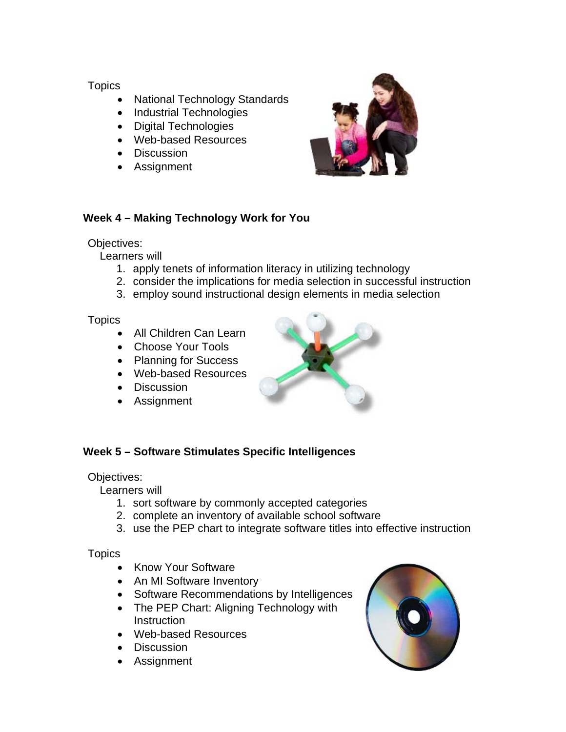Topics

- National Technology Standards
- Industrial Technologies
- Digital Technologies
- Web-based Resources
- Discussion
- Assignment

**Week 4 – Making Technology Work for You**

Objectives:

Learners will

1. apply tenets of information literacy in utilizing technology
2. consider the implications for media selection in successful instruction
3. employ sound instructional design elements in media selection

Topics

- All Children Can Learn
- Choose Your Tools
- Planning for Success
- Web-based Resources
- Discussion
- Assignment

**Week 5 – Software Stimulates Specific Intelligences**

Objectives:

Learners will

1. sort software by commonly accepted categories
2. complete an inventory of available school software
3. use the PEP chart to integrate software titles into effective instruction

Topics

- Know Your Software
- An MI Software Inventory
- Software Recommendations by Intelligences
- The PEP Chart: Aligning Technology with Instruction
- Web-based Resources
- Discussion
- Assignment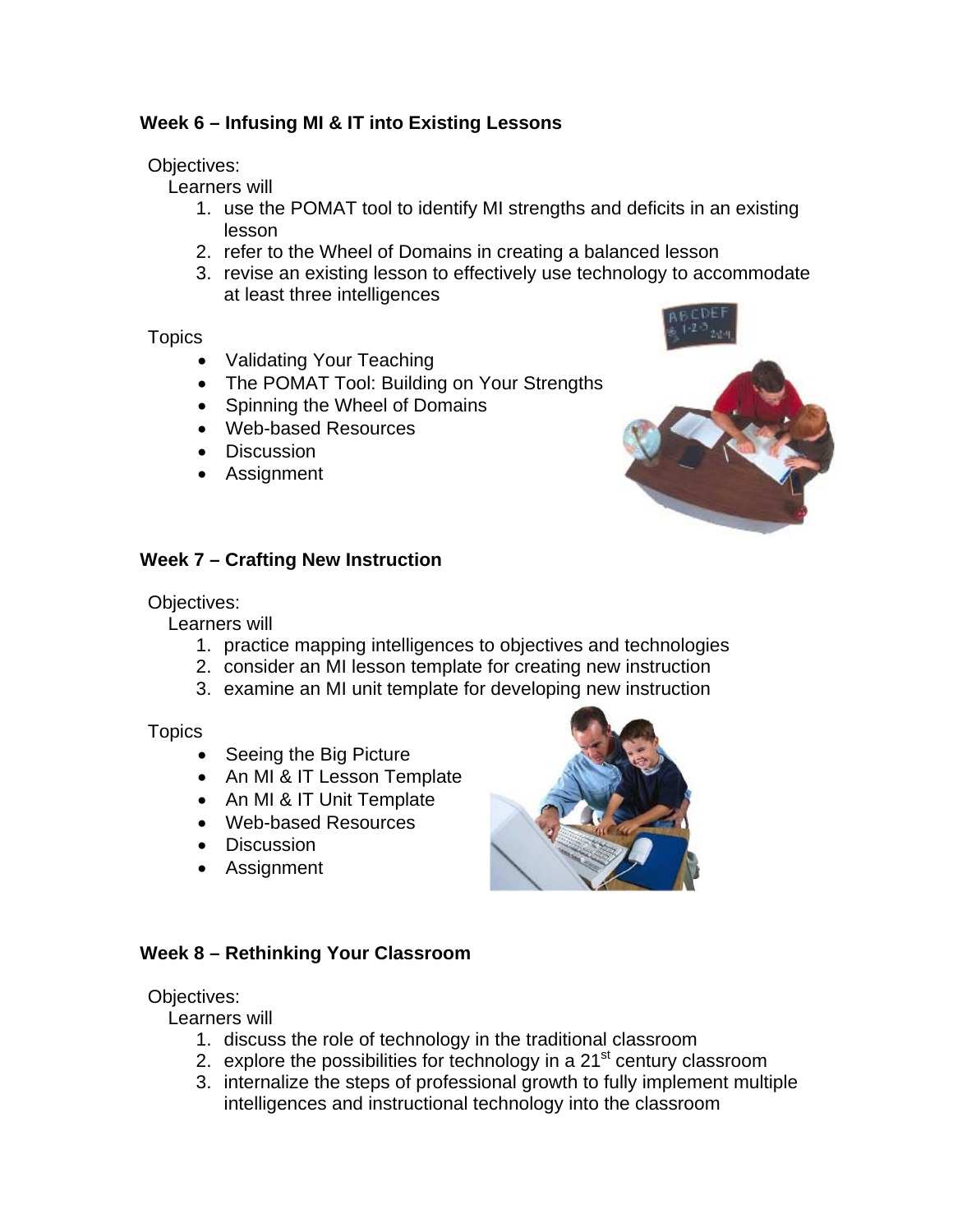**Week 6 – Infusing MI & IT into Existing Lessons**

Objectives:

Learners will

1. use the POMAT tool to identify MI strengths and deficits in an existing lesson
2. refer to the Wheel of Domains in creating a balanced lesson
3. revise an existing lesson to effectively use technology to accommodate at least three intelligences

Topics

- Validating Your Teaching
- The POMAT Tool: Building on Your Strengths
- Spinning the Wheel of Domains
- Web-based Resources
- Discussion
- Assignment

**Week 7 – Crafting New Instruction**

Objectives:

Learners will

1. practice mapping intelligences to objectives and technologies
2. consider an MI lesson template for creating new instruction
3. examine an MI unit template for developing new instruction

Topics

- Seeing the Big Picture
- An MI & IT Lesson Template
- An MI & IT Unit Template
- Web-based Resources
- Discussion
- Assignment

**Week 8 – Rethinking Your Classroom**

Objectives:

Learners will

1. discuss the role of technology in the traditional classroom
2. explore the possibilities for technology in a 21st century classroom
3. internalize the steps of professional growth to fully implement multiple intelligences and instructional technology into the classroom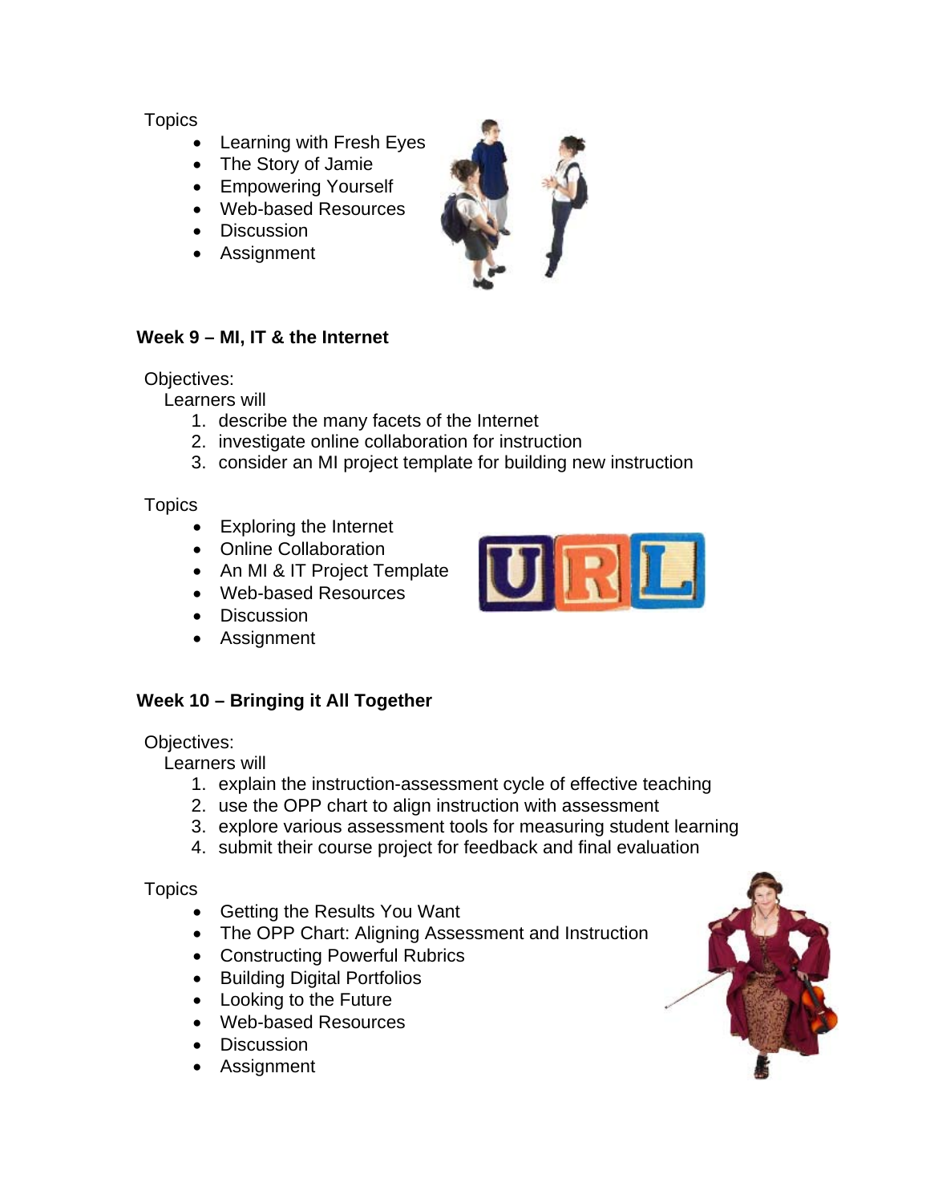Topics

- Learning with Fresh Eyes
- The Story of Jamie
- Empowering Yourself
- Web-based Resources
- Discussion
- Assignment

**Week 9 – MI, IT & the Internet**

Objectives:
Learners will

1. describe the many facets of the Internet
2. investigate online collaboration for instruction
3. consider an MI project template for building new instruction

Topics

- Exploring the Internet
- Online Collaboration
- An MI & IT Project Template
- Web-based Resources
- Discussion
- Assignment

**Week 10 – Bringing it All Together**

Objectives:
Learners will

1. explain the instruction-assessment cycle of effective teaching
2. use the OPP chart to align instruction with assessment
3. explore various assessment tools for measuring student learning
4. submit their course project for feedback and final evaluation

Topics

- Getting the Results You Want
- The OPP Chart: Aligning Assessment and Instruction
- Constructing Powerful Rubrics
- Building Digital Portfolios
- Looking to the Future
- Web-based Resources
- Discussion
- Assignment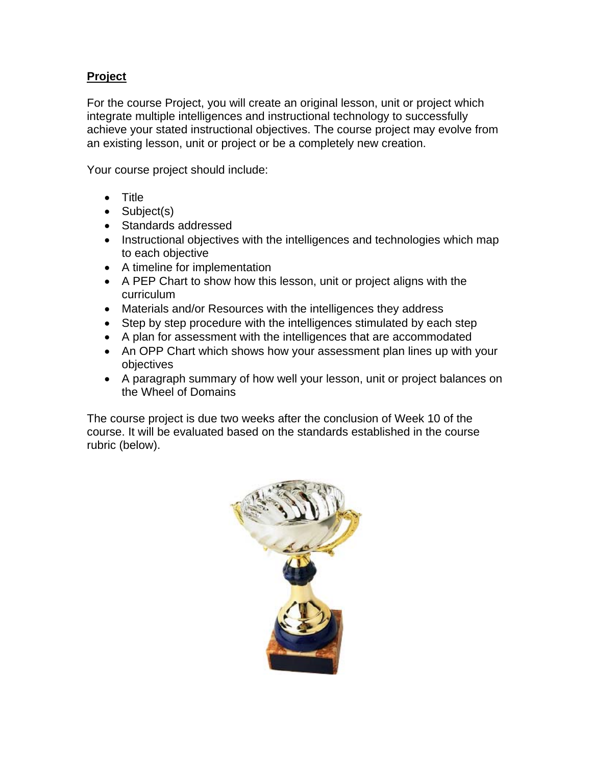## **Project**

For the course Project, you will create an original lesson, unit or project which integrate multiple intelligences and instructional technology to successfully achieve your stated instructional objectives. The course project may evolve from an existing lesson, unit or project or be a completely new creation.

Your course project should include:

- Title
- Subject(s)
- Standards addressed
- Instructional objectives with the intelligences and technologies which map to each objective
- A timeline for implementation
- A PEP Chart to show how this lesson, unit or project aligns with the curriculum
- Materials and/or Resources with the intelligences they address
- Step by step procedure with the intelligences stimulated by each step
- A plan for assessment with the intelligences that are accommodated
- An OPP Chart which shows how your assessment plan lines up with your objectives
- A paragraph summary of how well your lesson, unit or project balances on the Wheel of Domains

The course project is due two weeks after the conclusion of Week 10 of the course. It will be evaluated based on the standards established in the course rubric (below).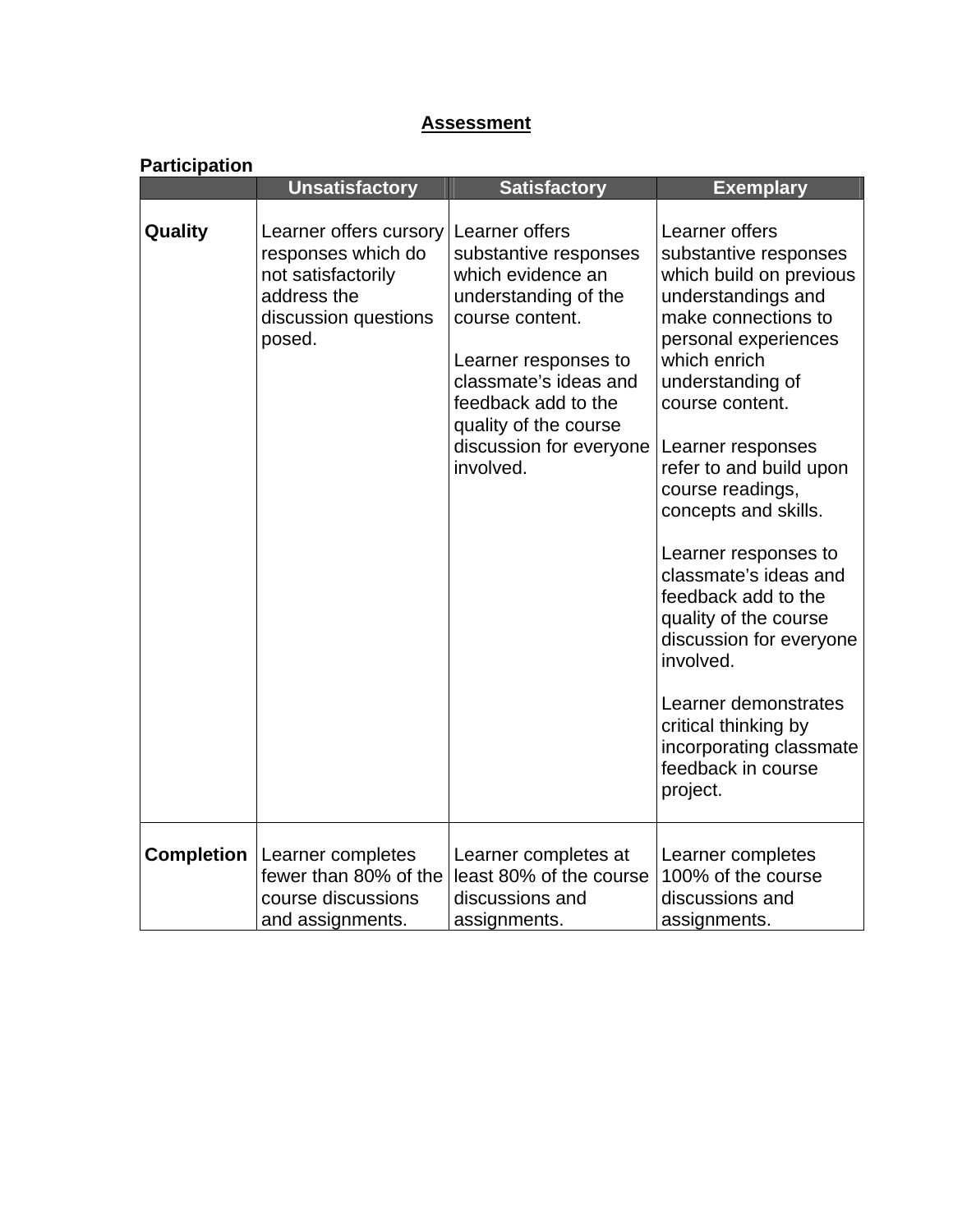## Assessment

**Participation**

| | Unsatisfactory | Satisfactory | Exemplary |
|---|---|---|---|
| **Quality** | Learner offers cursory responses which do not satisfactorily address the discussion questions posed. | Learner offers substantive responses which evidence an understanding of the course content.<br><br>Learner responses to classmate's ideas and feedback add to the quality of the course discussion for everyone involved. | Learner offers substantive responses which build on previous understandings and make connections to personal experiences which enrich understanding of course content.<br><br>Learner responses refer to and build upon course readings, concepts and skills.<br><br>Learner responses to classmate's ideas and feedback add to the quality of the course discussion for everyone involved.<br><br>Learner demonstrates critical thinking by incorporating classmate feedback in course project. |
| **Completion** | Learner completes fewer than 80% of the course discussions and assignments. | Learner completes at least 80% of the course discussions and assignments. | Learner completes 100% of the course discussions and assignments. |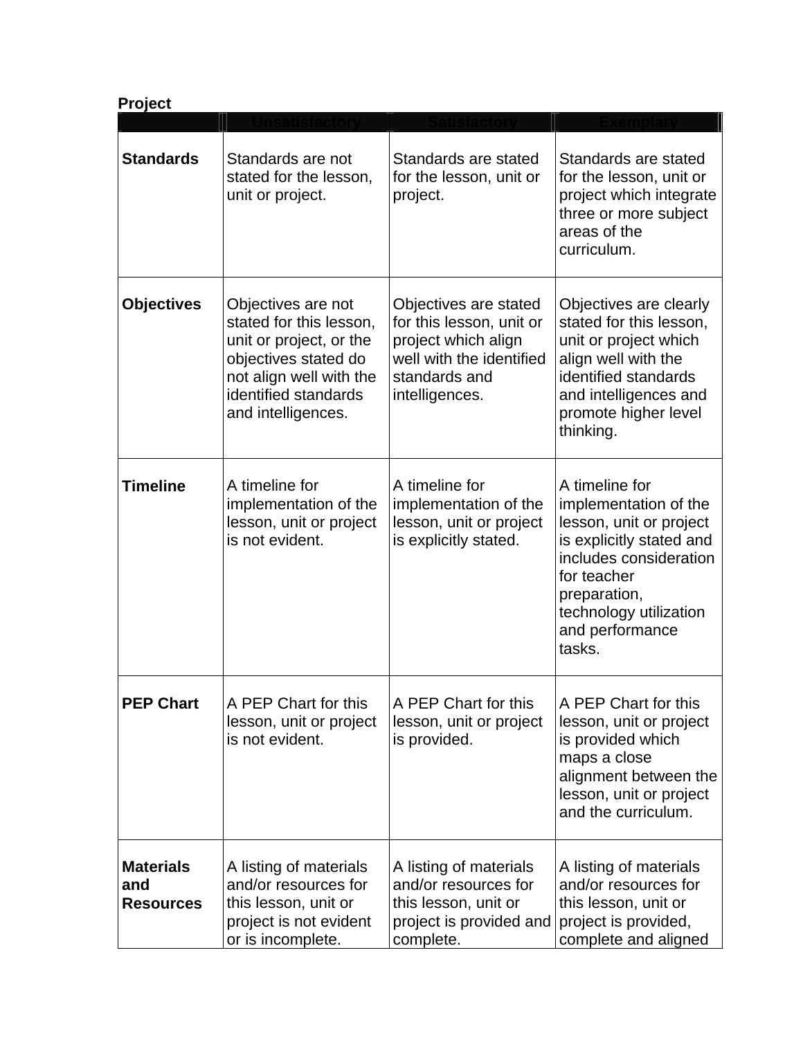**Project**

| | Unsatisfactory | Satisfactory | Exemplary |
|---|---|---|---|
| **Standards** | Standards are not stated for the lesson, unit or project. | Standards are stated for the lesson, unit or project. | Standards are stated for the lesson, unit or project which integrate three or more subject areas of the curriculum. |
| **Objectives** | Objectives are not stated for this lesson, unit or project, or the objectives stated do not align well with the identified standards and intelligences. | Objectives are stated for this lesson, unit or project which align well with the identified standards and intelligences. | Objectives are clearly stated for this lesson, unit or project which align well with the identified standards and intelligences and promote higher level thinking. |
| **Timeline** | A timeline for implementation of the lesson, unit or project is not evident. | A timeline for implementation of the lesson, unit or project is explicitly stated. | A timeline for implementation of the lesson, unit or project is explicitly stated and includes consideration for teacher preparation, technology utilization and performance tasks. |
| **PEP Chart** | A PEP Chart for this lesson, unit or project is not evident. | A PEP Chart for this lesson, unit or project is provided. | A PEP Chart for this lesson, unit or project is provided which maps a close alignment between the lesson, unit or project and the curriculum. |
| **Materials and Resources** | A listing of materials and/or resources for this lesson, unit or project is not evident or is incomplete. | A listing of materials and/or resources for this lesson, unit or project is provided and complete. | A listing of materials and/or resources for this lesson, unit or project is provided, complete and aligned |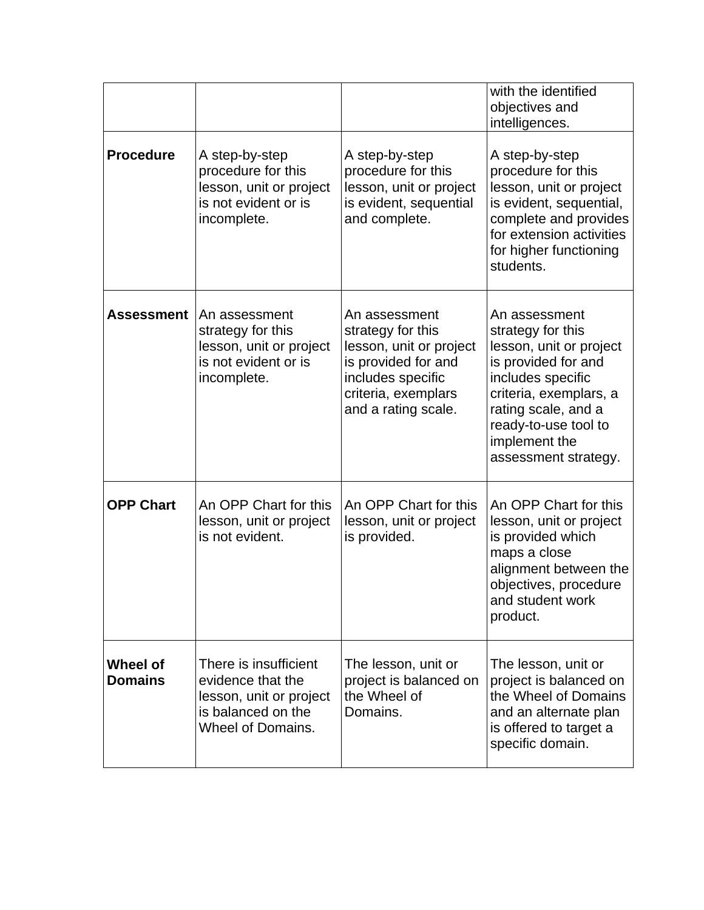| | | | |
|---|---|---|---|
| | | | with the identified objectives and intelligences. |
| **Procedure** | A step-by-step procedure for this lesson, unit or project is not evident or is incomplete. | A step-by-step procedure for this lesson, unit or project is evident, sequential and complete. | A step-by-step procedure for this lesson, unit or project is evident, sequential, complete and provides for extension activities for higher functioning students. |
| **Assessment** | An assessment strategy for this lesson, unit or project is not evident or is incomplete. | An assessment strategy for this lesson, unit or project is provided for and includes specific criteria, exemplars and a rating scale. | An assessment strategy for this lesson, unit or project is provided for and includes specific criteria, exemplars, a rating scale, and a ready-to-use tool to implement the assessment strategy. |
| **OPP Chart** | An OPP Chart for this lesson, unit or project is not evident. | An OPP Chart for this lesson, unit or project is provided. | An OPP Chart for this lesson, unit or project is provided which maps a close alignment between the objectives, procedure and student work product. |
| **Wheel of Domains** | There is insufficient evidence that the lesson, unit or project is balanced on the Wheel of Domains. | The lesson, unit or project is balanced on the Wheel of Domains. | The lesson, unit or project is balanced on the Wheel of Domains and an alternate plan is offered to target a specific domain. |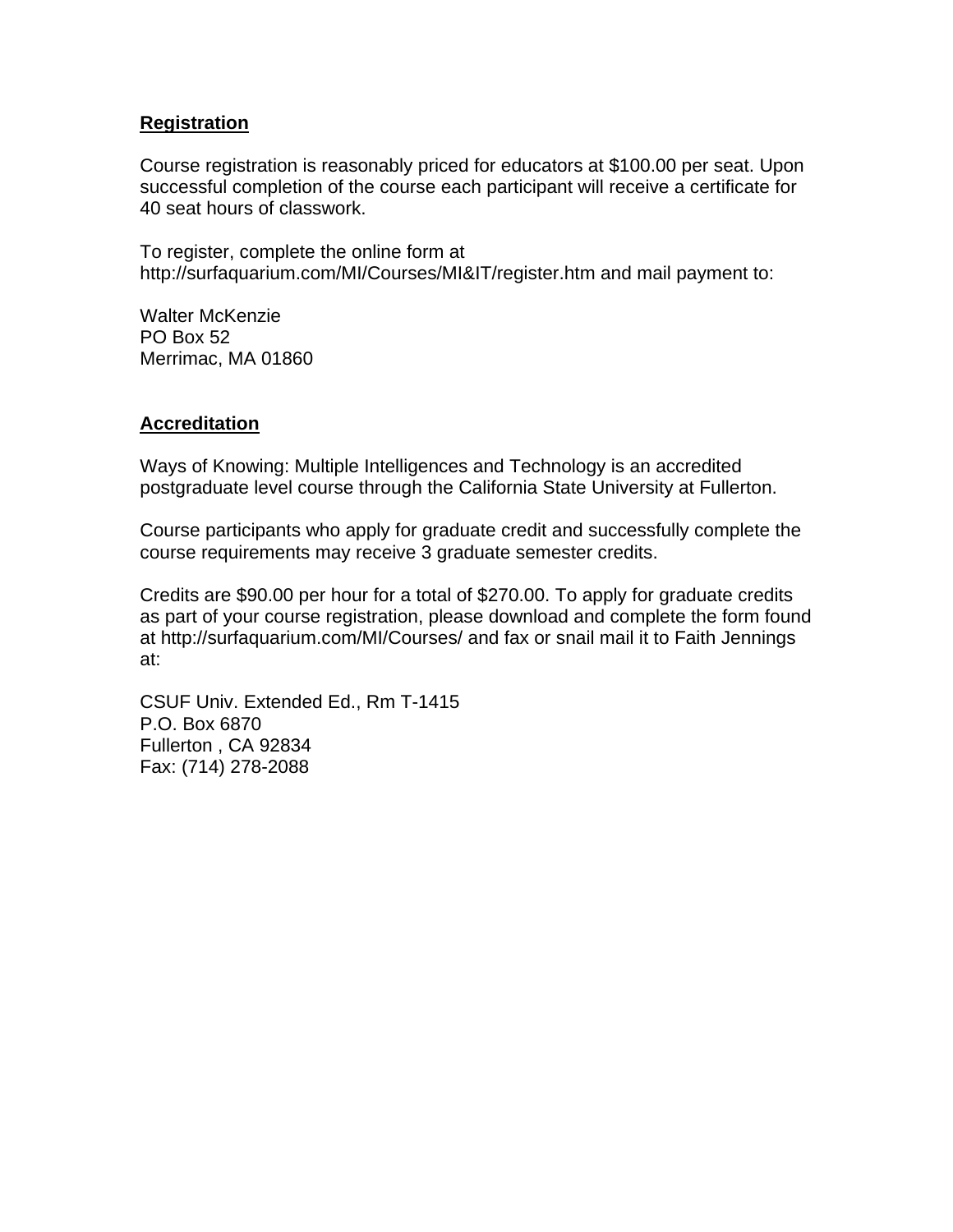## Registration

Course registration is reasonably priced for educators at $100.00 per seat. Upon successful completion of the course each participant will receive a certificate for 40 seat hours of classwork.

To register, complete the online form at http://surfaquarium.com/MI/Courses/MI&IT/register.htm and mail payment to:

Walter McKenzie  
PO Box 52  
Merrimac, MA 01860

## Accreditation

Ways of Knowing: Multiple Intelligences and Technology is an accredited postgraduate level course through the California State University at Fullerton.

Course participants who apply for graduate credit and successfully complete the course requirements may receive 3 graduate semester credits.

Credits are $90.00 per hour for a total of $270.00. To apply for graduate credits as part of your course registration, please download and complete the form found at http://surfaquarium.com/MI/Courses/ and fax or snail mail it to Faith Jennings at:

CSUF Univ. Extended Ed., Rm T-1415  
P.O. Box 6870  
Fullerton , CA 92834  
Fax: (714) 278-2088